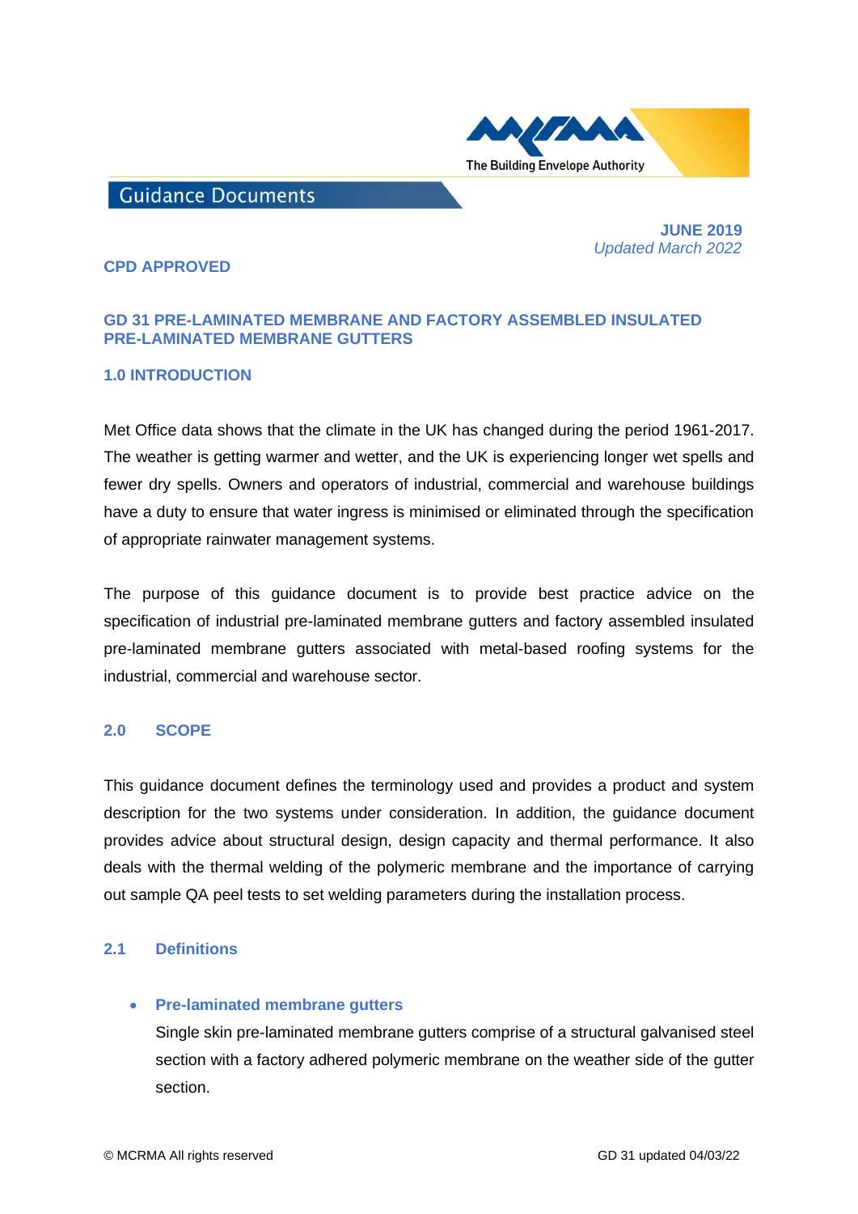Guidance Documents

**JUNE 2019**
*Updated March 2022*

**CPD APPROVED**

## GD 31 PRE-LAMINATED MEMBRANE AND FACTORY ASSEMBLED INSULATED PRE-LAMINATED MEMBRANE GUTTERS

## 1.0 INTRODUCTION

Met Office data shows that the climate in the UK has changed during the period 1961-2017. The weather is getting warmer and wetter, and the UK is experiencing longer wet spells and fewer dry spells. Owners and operators of industrial, commercial and warehouse buildings have a duty to ensure that water ingress is minimised or eliminated through the specification of appropriate rainwater management systems.

The purpose of this guidance document is to provide best practice advice on the specification of industrial pre-laminated membrane gutters and factory assembled insulated pre-laminated membrane gutters associated with metal-based roofing systems for the industrial, commercial and warehouse sector.

## 2.0 SCOPE

This guidance document defines the terminology used and provides a product and system description for the two systems under consideration. In addition, the guidance document provides advice about structural design, design capacity and thermal performance. It also deals with the thermal welding of the polymeric membrane and the importance of carrying out sample QA peel tests to set welding parameters during the installation process.

### 2.1 Definitions

- **Pre-laminated membrane gutters**
  Single skin pre-laminated membrane gutters comprise of a structural galvanised steel section with a factory adhered polymeric membrane on the weather side of the gutter section.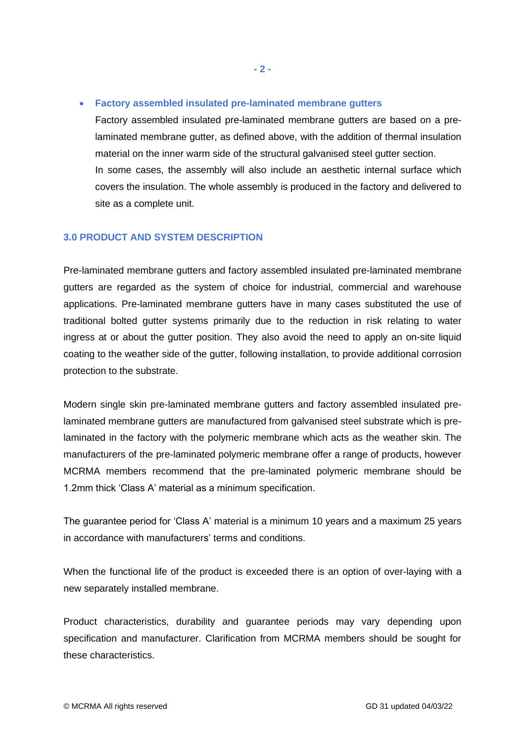- **Factory assembled insulated pre-laminated membrane gutters**

  Factory assembled insulated pre-laminated membrane gutters are based on a pre-laminated membrane gutter, as defined above, with the addition of thermal insulation material on the inner warm side of the structural galvanised steel gutter section.

  In some cases, the assembly will also include an aesthetic internal surface which covers the insulation. The whole assembly is produced in the factory and delivered to site as a complete unit.

## 3.0 PRODUCT AND SYSTEM DESCRIPTION

Pre-laminated membrane gutters and factory assembled insulated pre-laminated membrane gutters are regarded as the system of choice for industrial, commercial and warehouse applications. Pre-laminated membrane gutters have in many cases substituted the use of traditional bolted gutter systems primarily due to the reduction in risk relating to water ingress at or about the gutter position. They also avoid the need to apply an on-site liquid coating to the weather side of the gutter, following installation, to provide additional corrosion protection to the substrate.

Modern single skin pre-laminated membrane gutters and factory assembled insulated pre-laminated membrane gutters are manufactured from galvanised steel substrate which is pre-laminated in the factory with the polymeric membrane which acts as the weather skin. The manufacturers of the pre-laminated polymeric membrane offer a range of products, however MCRMA members recommend that the pre-laminated polymeric membrane should be 1.2mm thick 'Class A' material as a minimum specification.

The guarantee period for 'Class A' material is a minimum 10 years and a maximum 25 years in accordance with manufacturers' terms and conditions.

When the functional life of the product is exceeded there is an option of over-laying with a new separately installed membrane.

Product characteristics, durability and guarantee periods may vary depending upon specification and manufacturer. Clarification from MCRMA members should be sought for these characteristics.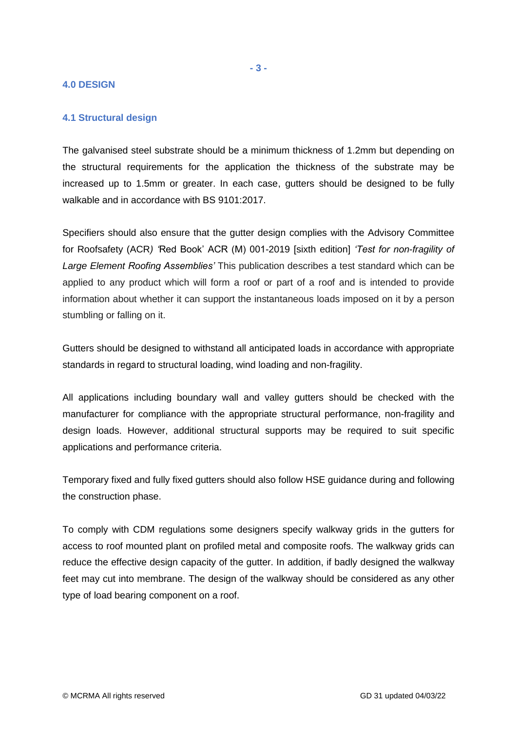## 4.0 DESIGN

### 4.1 Structural design

The galvanised steel substrate should be a minimum thickness of 1.2mm but depending on the structural requirements for the application the thickness of the substrate may be increased up to 1.5mm or greater. In each case, gutters should be designed to be fully walkable and in accordance with BS 9101:2017.

Specifiers should also ensure that the gutter design complies with the Advisory Committee for Roofsafety (ACR*)* *'*Red Book' ACR (M) 001-2019 [sixth edition] *'Test for non-fragility of Large Element Roofing Assemblies'* This publication describes a test standard which can be applied to any product which will form a roof or part of a roof and is intended to provide information about whether it can support the instantaneous loads imposed on it by a person stumbling or falling on it.

Gutters should be designed to withstand all anticipated loads in accordance with appropriate standards in regard to structural loading, wind loading and non-fragility.

All applications including boundary wall and valley gutters should be checked with the manufacturer for compliance with the appropriate structural performance, non-fragility and design loads. However, additional structural supports may be required to suit specific applications and performance criteria.

Temporary fixed and fully fixed gutters should also follow HSE guidance during and following the construction phase.

To comply with CDM regulations some designers specify walkway grids in the gutters for access to roof mounted plant on profiled metal and composite roofs. The walkway grids can reduce the effective design capacity of the gutter. In addition, if badly designed the walkway feet may cut into membrane. The design of the walkway should be considered as any other type of load bearing component on a roof.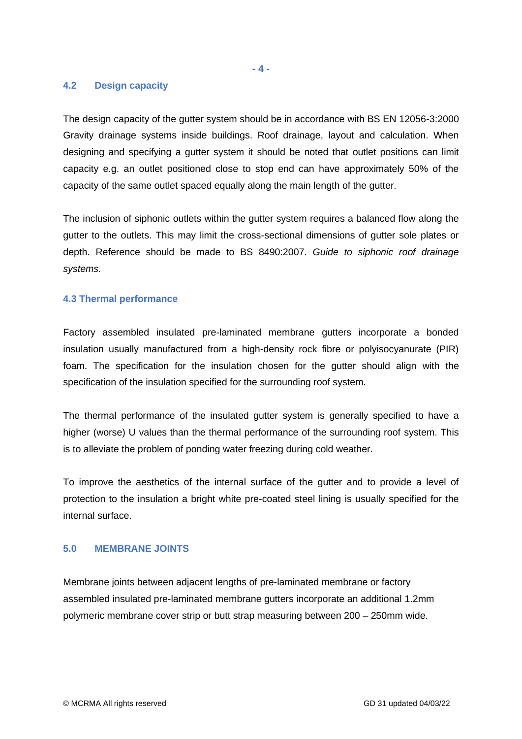## 4.2 Design capacity

The design capacity of the gutter system should be in accordance with BS EN 12056-3:2000 Gravity drainage systems inside buildings. Roof drainage, layout and calculation. When designing and specifying a gutter system it should be noted that outlet positions can limit capacity e.g. an outlet positioned close to stop end can have approximately 50% of the capacity of the same outlet spaced equally along the main length of the gutter.

The inclusion of siphonic outlets within the gutter system requires a balanced flow along the gutter to the outlets. This may limit the cross-sectional dimensions of gutter sole plates or depth. Reference should be made to BS 8490:2007. *Guide to siphonic roof drainage systems.*

## 4.3 Thermal performance

Factory assembled insulated pre-laminated membrane gutters incorporate a bonded insulation usually manufactured from a high-density rock fibre or polyisocyanurate (PIR) foam. The specification for the insulation chosen for the gutter should align with the specification of the insulation specified for the surrounding roof system.

The thermal performance of the insulated gutter system is generally specified to have a higher (worse) U values than the thermal performance of the surrounding roof system. This is to alleviate the problem of ponding water freezing during cold weather.

To improve the aesthetics of the internal surface of the gutter and to provide a level of protection to the insulation a bright white pre-coated steel lining is usually specified for the internal surface.

## 5.0 MEMBRANE JOINTS

Membrane joints between adjacent lengths of pre-laminated membrane or factory assembled insulated pre-laminated membrane gutters incorporate an additional 1.2mm polymeric membrane cover strip or butt strap measuring between 200 – 250mm wide.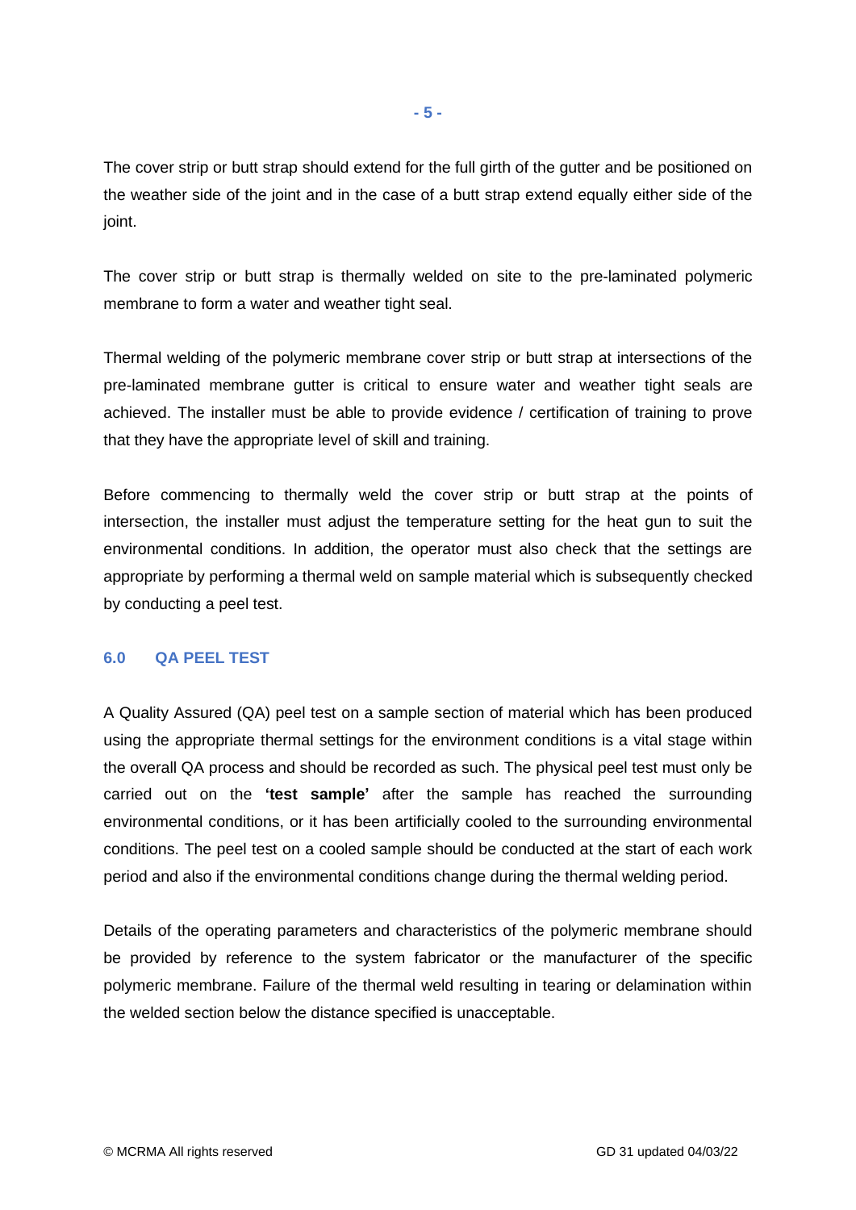The cover strip or butt strap should extend for the full girth of the gutter and be positioned on the weather side of the joint and in the case of a butt strap extend equally either side of the joint.

The cover strip or butt strap is thermally welded on site to the pre-laminated polymeric membrane to form a water and weather tight seal.

Thermal welding of the polymeric membrane cover strip or butt strap at intersections of the pre-laminated membrane gutter is critical to ensure water and weather tight seals are achieved. The installer must be able to provide evidence / certification of training to prove that they have the appropriate level of skill and training.

Before commencing to thermally weld the cover strip or butt strap at the points of intersection, the installer must adjust the temperature setting for the heat gun to suit the environmental conditions. In addition, the operator must also check that the settings are appropriate by performing a thermal weld on sample material which is subsequently checked by conducting a peel test.

## 6.0 QA PEEL TEST

A Quality Assured (QA) peel test on a sample section of material which has been produced using the appropriate thermal settings for the environment conditions is a vital stage within the overall QA process and should be recorded as such. The physical peel test must only be carried out on the **'test sample'** after the sample has reached the surrounding environmental conditions, or it has been artificially cooled to the surrounding environmental conditions. The peel test on a cooled sample should be conducted at the start of each work period and also if the environmental conditions change during the thermal welding period.

Details of the operating parameters and characteristics of the polymeric membrane should be provided by reference to the system fabricator or the manufacturer of the specific polymeric membrane. Failure of the thermal weld resulting in tearing or delamination within the welded section below the distance specified is unacceptable.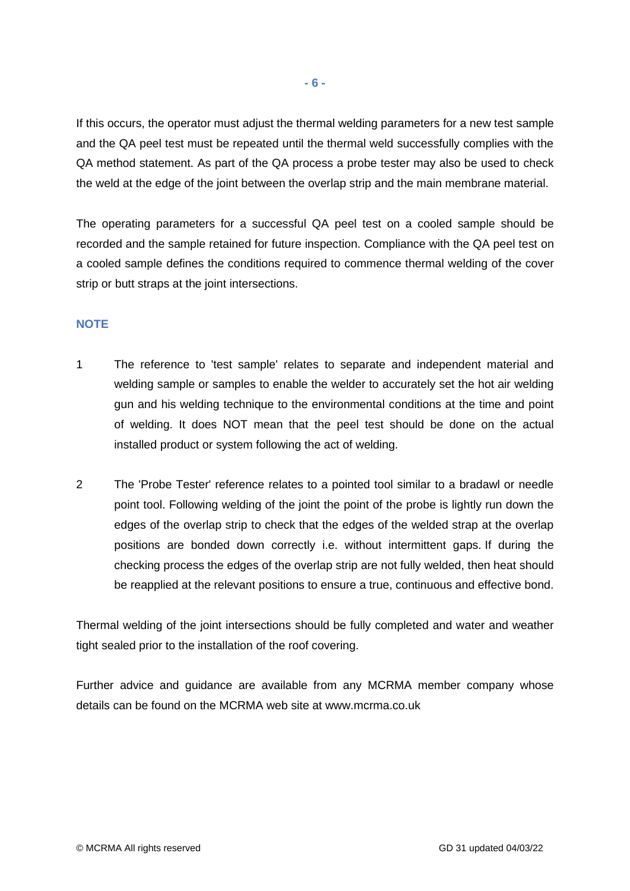If this occurs, the operator must adjust the thermal welding parameters for a new test sample and the QA peel test must be repeated until the thermal weld successfully complies with the QA method statement. As part of the QA process a probe tester may also be used to check the weld at the edge of the joint between the overlap strip and the main membrane material.

The operating parameters for a successful QA peel test on a cooled sample should be recorded and the sample retained for future inspection. Compliance with the QA peel test on a cooled sample defines the conditions required to commence thermal welding of the cover strip or butt straps at the joint intersections.

**NOTE**

1. The reference to 'test sample' relates to separate and independent material and welding sample or samples to enable the welder to accurately set the hot air welding gun and his welding technique to the environmental conditions at the time and point of welding. It does NOT mean that the peel test should be done on the actual installed product or system following the act of welding.

2. The 'Probe Tester' reference relates to a pointed tool similar to a bradawl or needle point tool. Following welding of the joint the point of the probe is lightly run down the edges of the overlap strip to check that the edges of the welded strap at the overlap positions are bonded down correctly i.e. without intermittent gaps. If during the checking process the edges of the overlap strip are not fully welded, then heat should be reapplied at the relevant positions to ensure a true, continuous and effective bond.

Thermal welding of the joint intersections should be fully completed and water and weather tight sealed prior to the installation of the roof covering.

Further advice and guidance are available from any MCRMA member company whose details can be found on the MCRMA web site at www.mcrma.co.uk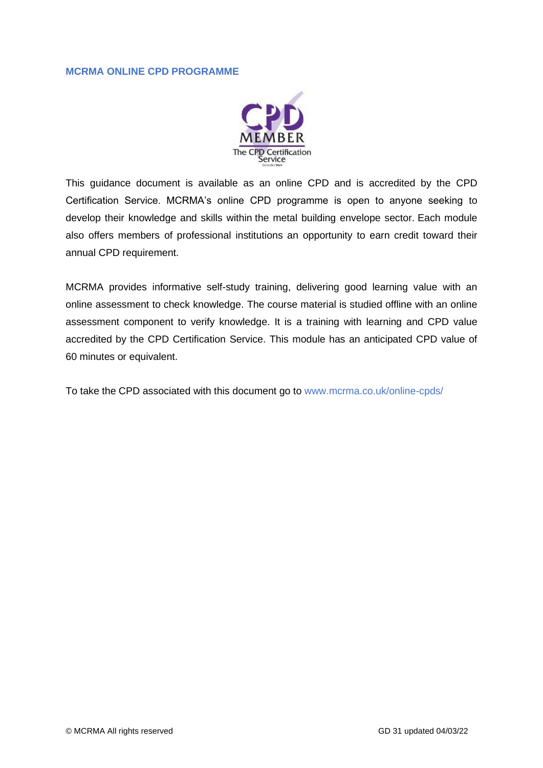**MCRMA ONLINE CPD PROGRAMME**

This guidance document is available as an online CPD and is accredited by the CPD Certification Service. MCRMA's online CPD programme is open to anyone seeking to develop their knowledge and skills within the metal building envelope sector. Each module also offers members of professional institutions an opportunity to earn credit toward their annual CPD requirement.

MCRMA provides informative self-study training, delivering good learning value with an online assessment to check knowledge. The course material is studied offline with an online assessment component to verify knowledge. It is a training with learning and CPD value accredited by the CPD Certification Service. This module has an anticipated CPD value of 60 minutes or equivalent.

To take the CPD associated with this document go to www.mcrma.co.uk/online-cpds/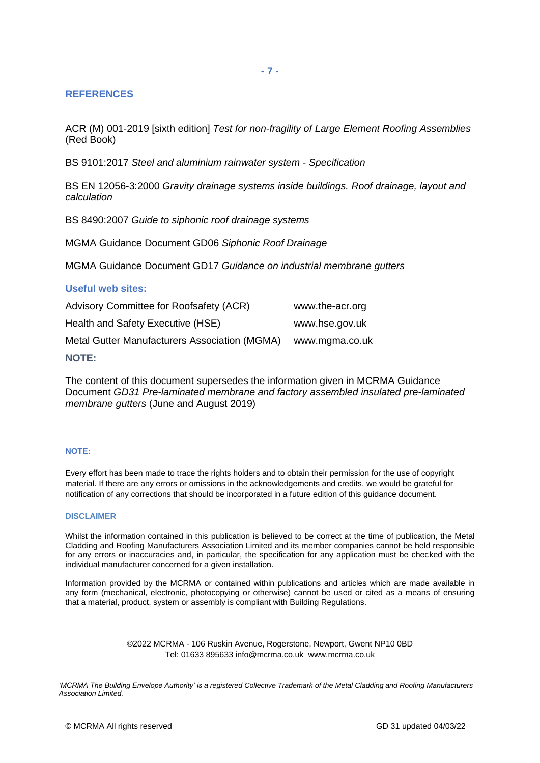## REFERENCES

ACR (M) 001-2019 [sixth edition] *Test for non-fragility of Large Element Roofing Assemblies* (Red Book)

BS 9101:2017 *Steel and aluminium rainwater system - Specification*

BS EN 12056-3:2000 *Gravity drainage systems inside buildings. Roof drainage, layout and calculation*

BS 8490:2007 *Guide to siphonic roof drainage systems*

MGMA Guidance Document GD06 *Siphonic Roof Drainage*

MGMA Guidance Document GD17 *Guidance on industrial membrane gutters*

### Useful web sites:

| | |
|---|---|
| Advisory Committee for Roofsafety (ACR) | www.the-acr.org |
| Health and Safety Executive (HSE) | www.hse.gov.uk |
| Metal Gutter Manufacturers Association (MGMA) | www.mgma.co.uk |

### NOTE:

The content of this document supersedes the information given in MCRMA Guidance Document *GD31 Pre-laminated membrane and factory assembled insulated pre-laminated membrane gutters* (June and August 2019)

#### NOTE:

Every effort has been made to trace the rights holders and to obtain their permission for the use of copyright material. If there are any errors or omissions in the acknowledgements and credits, we would be grateful for notification of any corrections that should be incorporated in a future edition of this guidance document.

#### DISCLAIMER

Whilst the information contained in this publication is believed to be correct at the time of publication, the Metal Cladding and Roofing Manufacturers Association Limited and its member companies cannot be held responsible for any errors or inaccuracies and, in particular, the specification for any application must be checked with the individual manufacturer concerned for a given installation.

Information provided by the MCRMA or contained within publications and articles which are made available in any form (mechanical, electronic, photocopying or otherwise) cannot be used or cited as a means of ensuring that a material, product, system or assembly is compliant with Building Regulations.

©2022 MCRMA - 106 Ruskin Avenue, Rogerstone, Newport, Gwent NP10 0BD
Tel: 01633 895633 info@mcrma.co.uk www.mcrma.co.uk

*'MCRMA The Building Envelope Authority' is a registered Collective Trademark of the Metal Cladding and Roofing Manufacturers Association Limited.*